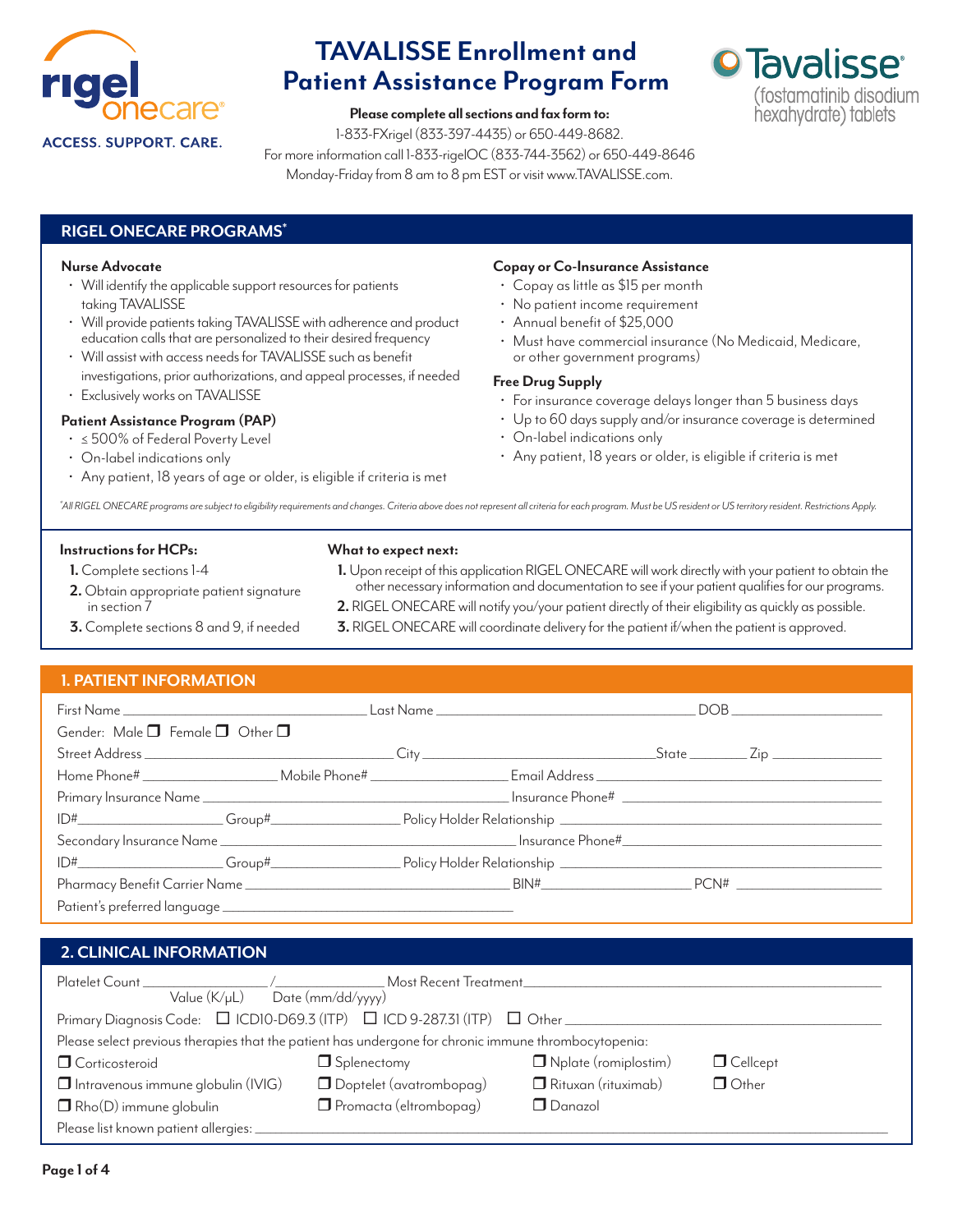# TAVALISSE Enrollment and Patient Assistance Program Form

rigel onecare
ACCESS. SUPPORT. CARE.

Tavalisse (fostamatinib disodium hexahydrate) tablets

**Please complete all sections and fax form to:**
1-833-FXrigel (833-397-4435) or 650-449-8682.
For more information call 1-833-rigelOC (833-744-3562) or 650-449-8646
Monday-Friday from 8 am to 8 pm EST or visit www.TAVALISSE.com.

## RIGEL ONECARE PROGRAMS*

**Nurse Advocate**

- Will identify the applicable support resources for patients taking TAVALISSE
- Will provide patients taking TAVALISSE with adherence and product education calls that are personalized to their desired frequency
- Will assist with access needs for TAVALISSE such as benefit investigations, prior authorizations, and appeal processes, if needed
- Exclusively works on TAVALISSE

**Patient Assistance Program (PAP)**

- ≤ 500% of Federal Poverty Level
- On-label indications only
- Any patient, 18 years of age or older, is eligible if criteria is met

**Copay or Co-Insurance Assistance**

- Copay as little as $15 per month
- No patient income requirement
- Annual benefit of $25,000
- Must have commercial insurance (No Medicaid, Medicare, or other government programs)

**Free Drug Supply**

- For insurance coverage delays longer than 5 business days
- Up to 60 days supply and/or insurance coverage is determined
- On-label indications only
- Any patient, 18 years or older, is eligible if criteria is met

*\*All RIGEL ONECARE programs are subject to eligibility requirements and changes. Criteria above does not represent all criteria for each program. Must be US resident or US territory resident. Restrictions Apply.*

**Instructions for HCPs:**

1. Complete sections 1-4
2. Obtain appropriate patient signature in section 7
3. Complete sections 8 and 9, if needed

**What to expect next:**

1. Upon receipt of this application RIGEL ONECARE will work directly with your patient to obtain the other necessary information and documentation to see if your patient qualifies for our programs.
2. RIGEL ONECARE will notify you/your patient directly of their eligibility as quickly as possible.
3. RIGEL ONECARE will coordinate delivery for the patient if/when the patient is approved.

## 1. PATIENT INFORMATION

First Name ______________ Last Name ______________ DOB ______________

Gender: Male ☐ Female ☐ Other ☐

Street Address ______________ City ______________ State ________ Zip ________

Home Phone# ______________ Mobile Phone# ______________ Email Address ______________

Primary Insurance Name ______________ Insurance Phone# ______________

ID# ______________ Group# ______________ Policy Holder Relationship ______________

Secondary Insurance Name ______________ Insurance Phone# ______________

ID# ______________ Group# ______________ Policy Holder Relationship ______________

Pharmacy Benefit Carrier Name ______________ BIN# ______________ PCN# ______________

Patient's preferred language ______________

## 2. CLINICAL INFORMATION

Platelet Count ______________ / ______________ Most Recent Treatment ______________
Value (K/μL) Date (mm/dd/yyyy)

Primary Diagnosis Code: ☐ ICD10-D69.3 (ITP) ☐ ICD 9-287.31 (ITP) ☐ Other ______________

Please select previous therapies that the patient has undergone for chronic immune thrombocytopenia:

| | | | |
|---|---|---|---|
| ☐ Corticosteroid | ☐ Splenectomy | ☐ Nplate (romiplostim) | ☐ Cellcept |
| ☐ Intravenous immune globulin (IVIG) | ☐ Doptelet (avatrombopag) | ☐ Rituxan (rituximab) | ☐ Other |
| ☐ Rho(D) immune globulin | ☐ Promacta (eltrombopag) | ☐ Danazol | |

Please list known patient allergies: ______________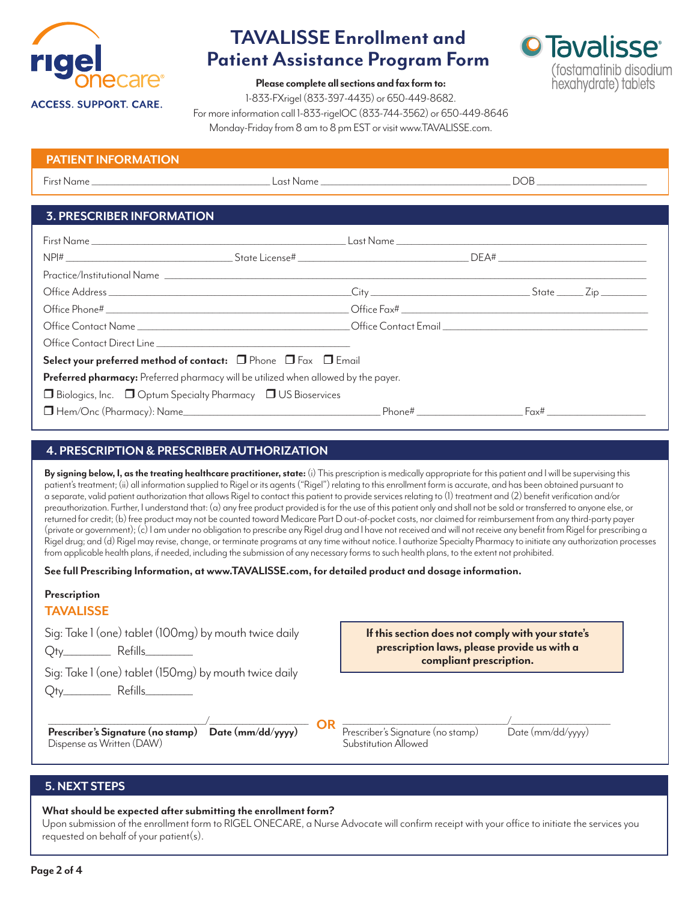**rigel onecare®**

**ACCESS. SUPPORT. CARE.**

# TAVALISSE Enrollment and Patient Assistance Program Form

**Tavalisse®** (fostamatinib disodium hexahydrate) tablets

**Please complete all sections and fax form to:**
1-833-FXrigel (833-397-4435) or 650-449-8682.
For more information call 1-833-rigelOC (833-744-3562) or 650-449-8646
Monday-Friday from 8 am to 8 pm EST or visit www.TAVALISSE.com.

## PATIENT INFORMATION

First Name \_\_\_\_\_\_\_\_\_\_\_\_\_\_\_\_ Last Name \_\_\_\_\_\_\_\_\_\_\_\_\_\_\_\_ DOB \_\_\_\_\_\_\_\_\_\_\_\_

## 3. PRESCRIBER INFORMATION

First Name \_\_\_\_\_\_\_\_\_\_\_\_\_\_\_\_ Last Name \_\_\_\_\_\_\_\_\_\_\_\_\_\_\_\_

NPI# \_\_\_\_\_\_\_\_\_\_\_\_ State License# \_\_\_\_\_\_\_\_\_\_\_\_ DEA# \_\_\_\_\_\_\_\_\_\_\_\_

Practice/Institutional Name \_\_\_\_\_\_\_\_\_\_\_\_\_\_\_\_

Office Address \_\_\_\_\_\_\_\_\_\_\_\_\_\_\_\_ City \_\_\_\_\_\_\_\_\_\_\_\_ State \_\_\_\_\_ Zip \_\_\_\_\_\_\_

Office Phone# \_\_\_\_\_\_\_\_\_\_\_\_\_\_\_\_ Office Fax# \_\_\_\_\_\_\_\_\_\_\_\_\_\_\_\_

Office Contact Name \_\_\_\_\_\_\_\_\_\_\_\_\_\_\_\_ Office Contact Email \_\_\_\_\_\_\_\_\_\_\_\_\_\_\_\_

Office Contact Direct Line \_\_\_\_\_\_\_\_\_\_\_\_\_\_\_\_

**Select your preferred method of contact:** ☐ Phone ☐ Fax ☐ Email

**Preferred pharmacy:** Preferred pharmacy will be utilized when allowed by the payer.

☐ Biologics, Inc. ☐ Optum Specialty Pharmacy ☐ US Bioservices

☐ Hem/Onc (Pharmacy): Name\_\_\_\_\_\_\_\_\_\_\_\_\_\_\_\_ Phone# \_\_\_\_\_\_\_\_\_\_\_\_ Fax# \_\_\_\_\_\_\_\_\_\_\_\_

## 4. PRESCRIPTION & PRESCRIBER AUTHORIZATION

**By signing below, I, as the treating healthcare practitioner, state:** (i) This prescription is medically appropriate for this patient and I will be supervising this patient's treatment; (ii) all information supplied to Rigel or its agents ("Rigel") relating to this enrollment form is accurate, and has been obtained pursuant to a separate, valid patient authorization that allows Rigel to contact this patient to provide services relating to (1) treatment and (2) benefit verification and/or preauthorization. Further, I understand that: (a) any free product provided is for the use of this patient only and shall not be sold or transferred to anyone else, or returned for credit; (b) free product may not be counted toward Medicare Part D out-of-pocket costs, nor claimed for reimbursement from any third-party payer (private or government); (c) I am under no obligation to prescribe any Rigel drug and I have not received and will not receive any benefit from Rigel for prescribing a Rigel drug; and (d) Rigel may revise, change, or terminate programs at any time without notice. I authorize Specialty Pharmacy to initiate any authorization processes from applicable health plans, if needed, including the submission of any necessary forms to such health plans, to the extent not prohibited.

**See full Prescribing Information, at www.TAVALISSE.com, for detailed product and dosage information.**

**Prescription**

**TAVALISSE**

Sig: Take 1 (one) tablet (100mg) by mouth twice daily
Qty\_\_\_\_\_\_\_ Refills\_\_\_\_\_\_\_

Sig: Take 1 (one) tablet (150mg) by mouth twice daily
Qty\_\_\_\_\_\_\_ Refills\_\_\_\_\_\_\_

**If this section does not comply with your state's prescription laws, please provide us with a compliant prescription.**

\_\_\_\_\_\_\_\_\_\_\_\_\_\_\_\_ / \_\_\_\_\_\_\_\_\_\_\_\_
**Prescriber's Signature (no stamp)** **Date (mm/dd/yyyy)**
Dispense as Written (DAW)

**OR**

\_\_\_\_\_\_\_\_\_\_\_\_\_\_\_\_ / \_\_\_\_\_\_\_\_\_\_\_\_
Prescriber's Signature (no stamp) Date (mm/dd/yyyy)
Substitution Allowed

## 5. NEXT STEPS

**What should be expected after submitting the enrollment form?**
Upon submission of the enrollment form to RIGEL ONECARE, a Nurse Advocate will confirm receipt with your office to initiate the services you requested on behalf of your patient(s).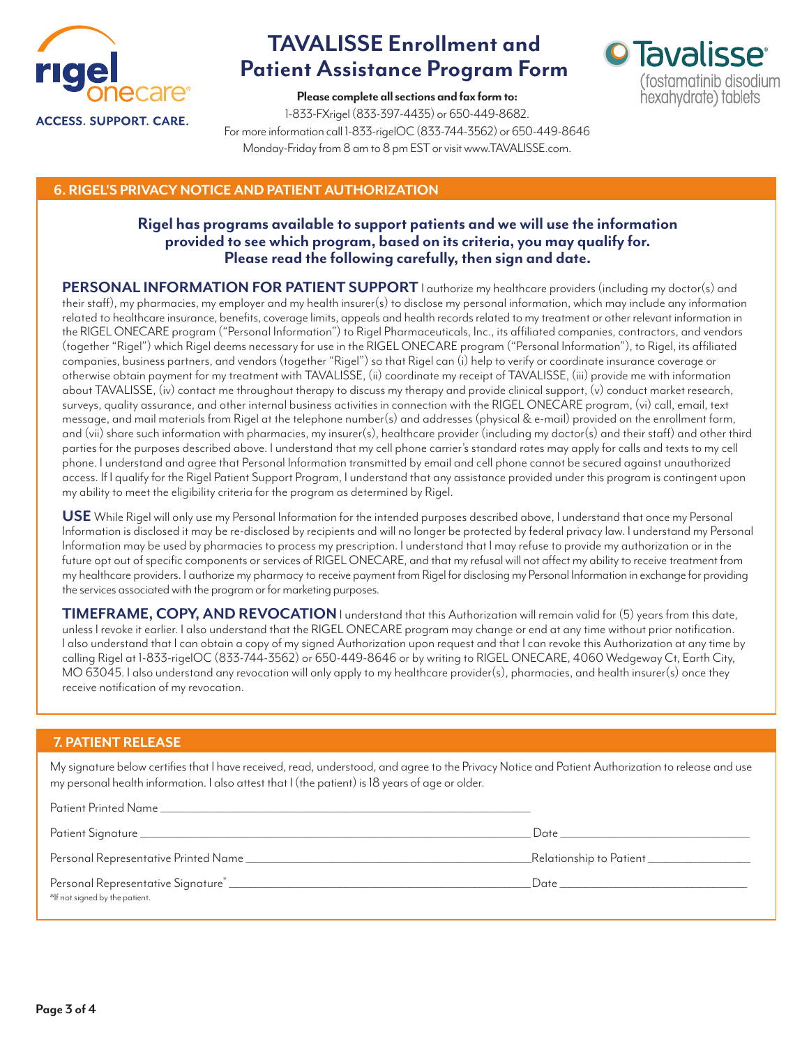rigel onecare®

ACCESS. SUPPORT. CARE.

# TAVALISSE Enrollment and Patient Assistance Program Form

**Please complete all sections and fax form to:**
1-833-FXrigel (833-397-4435) or 650-449-8682.
For more information call 1-833-rigelOC (833-744-3562) or 650-449-8646
Monday-Friday from 8 am to 8 pm EST or visit www.TAVALISSE.com.

Tavalisse® (fostamatinib disodium hexahydrate) tablets

## 6. RIGEL'S PRIVACY NOTICE AND PATIENT AUTHORIZATION

**Rigel has programs available to support patients and we will use the information provided to see which program, based on its criteria, you may qualify for. Please read the following carefully, then sign and date.**

**PERSONAL INFORMATION FOR PATIENT SUPPORT** I authorize my healthcare providers (including my doctor(s) and their staff), my pharmacies, my employer and my health insurer(s) to disclose my personal information, which may include any information related to healthcare insurance, benefits, coverage limits, appeals and health records related to my treatment or other relevant information in the RIGEL ONECARE program ("Personal Information") to Rigel Pharmaceuticals, Inc., its affiliated companies, contractors, and vendors (together "Rigel") which Rigel deems necessary for use in the RIGEL ONECARE program ("Personal Information"), to Rigel, its affiliated companies, business partners, and vendors (together "Rigel") so that Rigel can (i) help to verify or coordinate insurance coverage or otherwise obtain payment for my treatment with TAVALISSE, (ii) coordinate my receipt of TAVALISSE, (iii) provide me with information about TAVALISSE, (iv) contact me throughout therapy to discuss my therapy and provide clinical support, (v) conduct market research, surveys, quality assurance, and other internal business activities in connection with the RIGEL ONECARE program, (vi) call, email, text message, and mail materials from Rigel at the telephone number(s) and addresses (physical & e-mail) provided on the enrollment form, and (vii) share such information with pharmacies, my insurer(s), healthcare provider (including my doctor(s) and their staff) and other third parties for the purposes described above. I understand that my cell phone carrier's standard rates may apply for calls and texts to my cell phone. I understand and agree that Personal Information transmitted by email and cell phone cannot be secured against unauthorized access. If I qualify for the Rigel Patient Support Program, I understand that any assistance provided under this program is contingent upon my ability to meet the eligibility criteria for the program as determined by Rigel.

**USE** While Rigel will only use my Personal Information for the intended purposes described above, I understand that once my Personal Information is disclosed it may be re-disclosed by recipients and will no longer be protected by federal privacy law. I understand my Personal Information may be used by pharmacies to process my prescription. I understand that I may refuse to provide my authorization or in the future opt out of specific components or services of RIGEL ONECARE, and that my refusal will not affect my ability to receive treatment from my healthcare providers. I authorize my pharmacy to receive payment from Rigel for disclosing my Personal Information in exchange for providing the services associated with the program or for marketing purposes.

**TIMEFRAME, COPY, AND REVOCATION** I understand that this Authorization will remain valid for (5) years from this date, unless I revoke it earlier. I also understand that the RIGEL ONECARE program may change or end at any time without prior notification. I also understand that I can obtain a copy of my signed Authorization upon request and that I can revoke this Authorization at any time by calling Rigel at 1-833-rigelOC (833-744-3562) or 650-449-8646 or by writing to RIGEL ONECARE, 4060 Wedgeway Ct, Earth City, MO 63045. I also understand any revocation will only apply to my healthcare provider(s), pharmacies, and health insurer(s) once they receive notification of my revocation.

## 7. PATIENT RELEASE

My signature below certifies that I have received, read, understood, and agree to the Privacy Notice and Patient Authorization to release and use my personal health information. I also attest that I (the patient) is 18 years of age or older.

Patient Printed Name ______________________________

Patient Signature ______________________________ Date ______________

Personal Representative Printed Name ______________________________ Relationship to Patient ______________

Personal Representative Signature* ______________________________ Date ______________

*If not signed by the patient.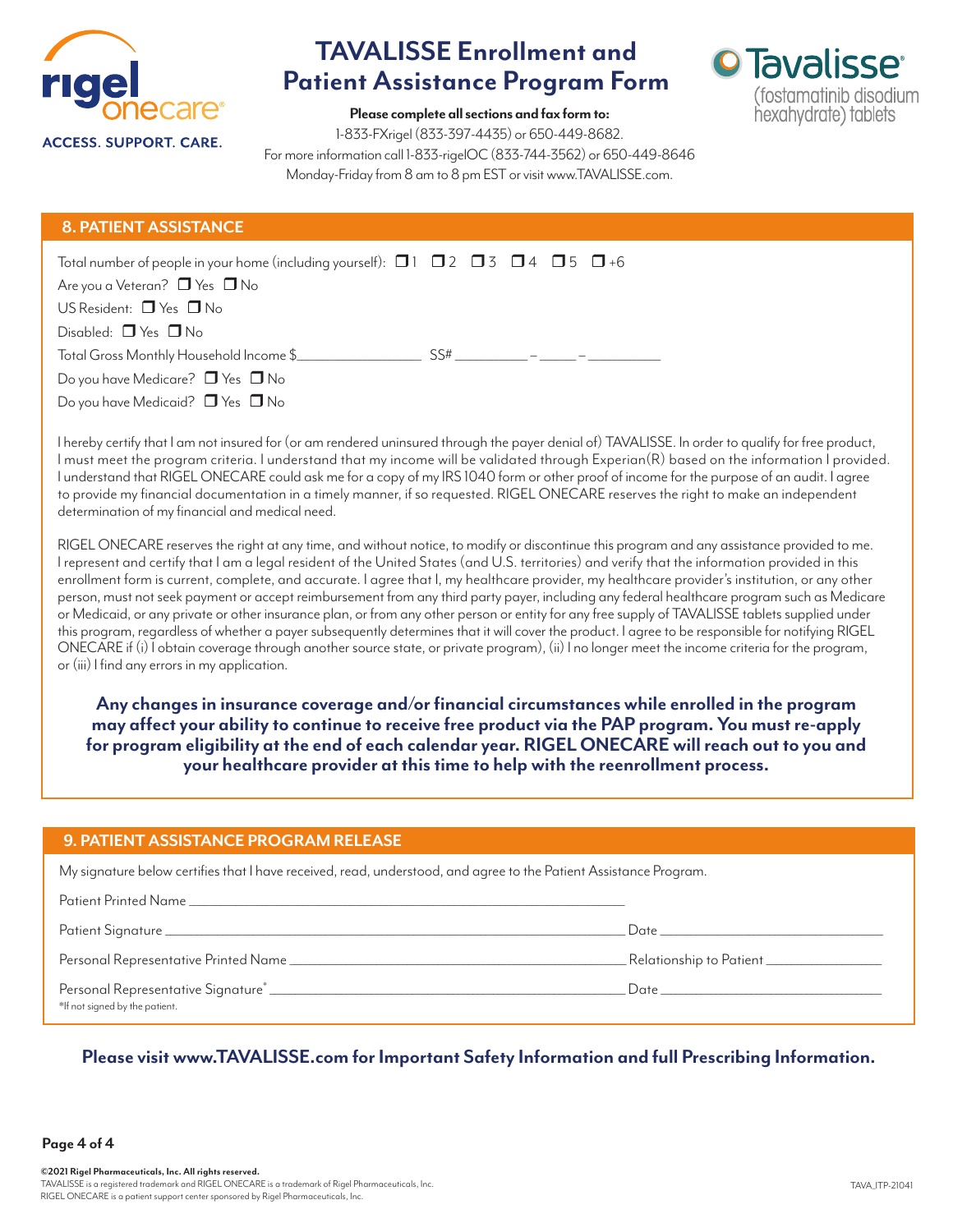# TAVALISSE Enrollment and Patient Assistance Program Form

**Please complete all sections and fax form to:**

1-833-FXrigel (833-397-4435) or 650-449-8682.

For more information call 1-833-rigelOC (833-744-3562) or 650-449-8646 Monday-Friday from 8 am to 8 pm EST or visit www.TAVALISSE.com.

## 8. PATIENT ASSISTANCE

Total number of people in your home (including yourself): ☐ 1 ☐ 2 ☐ 3 ☐ 4 ☐ 5 ☐ +6

Are you a Veteran? ☐ Yes ☐ No

US Resident: ☐ Yes ☐ No

Disabled: ☐ Yes ☐ No

Total Gross Monthly Household Income $_______________ SS# _________ – _____ – _________

Do you have Medicare? ☐ Yes ☐ No

Do you have Medicaid? ☐ Yes ☐ No

I hereby certify that I am not insured for (or am rendered uninsured through the payer denial of) TAVALISSE. In order to qualify for free product, I must meet the program criteria. I understand that my income will be validated through Experian(R) based on the information I provided. I understand that RIGEL ONECARE could ask me for a copy of my IRS 1040 form or other proof of income for the purpose of an audit. I agree to provide my financial documentation in a timely manner, if so requested. RIGEL ONECARE reserves the right to make an independent determination of my financial and medical need.

RIGEL ONECARE reserves the right at any time, and without notice, to modify or discontinue this program and any assistance provided to me. I represent and certify that I am a legal resident of the United States (and U.S. territories) and verify that the information provided in this enrollment form is current, complete, and accurate. I agree that I, my healthcare provider, my healthcare provider's institution, or any other person, must not seek payment or accept reimbursement from any third party payer, including any federal healthcare program such as Medicare or Medicaid, or any private or other insurance plan, or from any other person or entity for any free supply of TAVALISSE tablets supplied under this program, regardless of whether a payer subsequently determines that it will cover the product. I agree to be responsible for notifying RIGEL ONECARE if (i) I obtain coverage through another source state, or private program), (ii) I no longer meet the income criteria for the program, or (iii) I find any errors in my application.

**Any changes in insurance coverage and/or financial circumstances while enrolled in the program may affect your ability to continue to receive free product via the PAP program. You must re-apply for program eligibility at the end of each calendar year. RIGEL ONECARE will reach out to you and your healthcare provider at this time to help with the reenrollment process.**

## 9. PATIENT ASSISTANCE PROGRAM RELEASE

My signature below certifies that I have received, read, understood, and agree to the Patient Assistance Program.

Patient Printed Name ____________________________________________

Patient Signature ____________________________________________ Date ______________________

Personal Representative Printed Name ________________________________ Relationship to Patient ______________

Personal Representative Signature* ________________________________ Date ______________________

*If not signed by the patient.

**Please visit www.TAVALISSE.com for Important Safety Information and full Prescribing Information.**

**©2021 Rigel Pharmaceuticals, Inc. All rights reserved.**

TAVALISSE is a registered trademark and RIGEL ONECARE is a trademark of Rigel Pharmaceuticals, Inc.

RIGEL ONECARE is a patient support center sponsored by Rigel Pharmaceuticals, Inc.

TAVA_ITP-21041